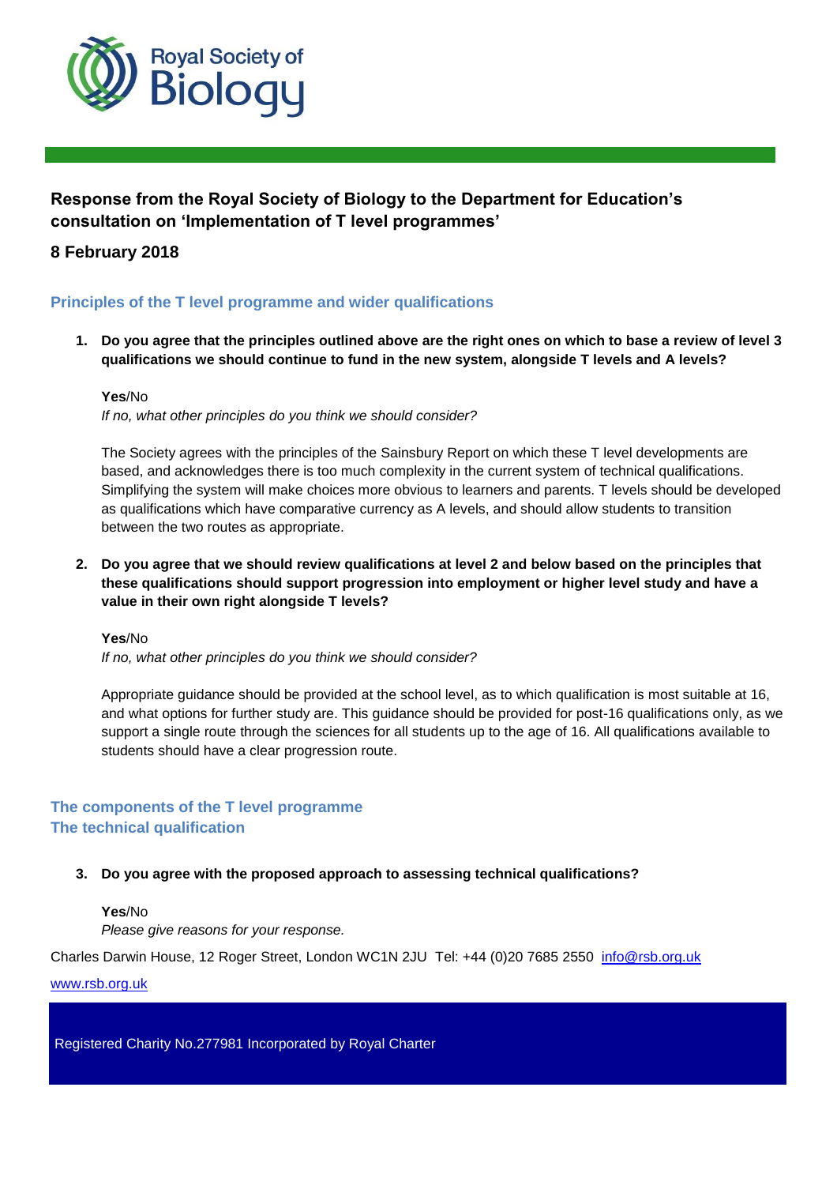Royal Society of Biology

## Response from the Royal Society of Biology to the Department for Education's consultation on 'Implementation of T level programmes'

### 8 February 2018

### Principles of the T level programme and wider qualifications

1. **Do you agree that the principles outlined above are the right ones on which to base a review of level 3 qualifications we should continue to fund in the new system, alongside T levels and A levels?**

   **Yes**/No

   *If no, what other principles do you think we should consider?*

   The Society agrees with the principles of the Sainsbury Report on which these T level developments are based, and acknowledges there is too much complexity in the current system of technical qualifications. Simplifying the system will make choices more obvious to learners and parents. T levels should be developed as qualifications which have comparative currency as A levels, and should allow students to transition between the two routes as appropriate.

2. **Do you agree that we should review qualifications at level 2 and below based on the principles that these qualifications should support progression into employment or higher level study and have a value in their own right alongside T levels?**

   **Yes**/No

   *If no, what other principles do you think we should consider?*

   Appropriate guidance should be provided at the school level, as to which qualification is most suitable at 16, and what options for further study are. This guidance should be provided for post-16 qualifications only, as we support a single route through the sciences for all students up to the age of 16. All qualifications available to students should have a clear progression route.

### The components of the T level programme

### The technical qualification

3. **Do you agree with the proposed approach to assessing technical qualifications?**

   **Yes**/No

   *Please give reasons for your response.*

Charles Darwin House, 12 Roger Street, London WC1N 2JU Tel: +44 (0)20 7685 2550 info@rsb.org.uk

www.rsb.org.uk

Registered Charity No.277981 Incorporated by Royal Charter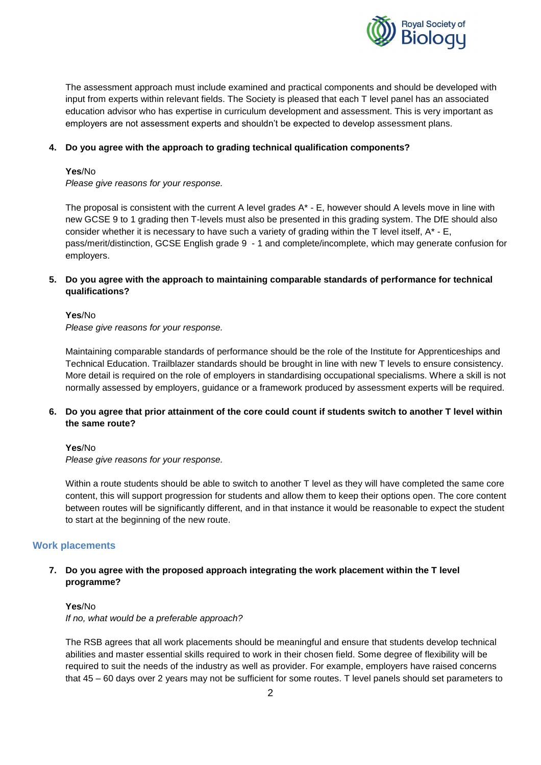The assessment approach must include examined and practical components and should be developed with input from experts within relevant fields. The Society is pleased that each T level panel has an associated education advisor who has expertise in curriculum development and assessment. This is very important as employers are not assessment experts and shouldn't be expected to develop assessment plans.

4. **Do you agree with the approach to grading technical qualification components?**

   **Yes**/No
   *Please give reasons for your response.*

   The proposal is consistent with the current A level grades A* - E, however should A levels move in line with new GCSE 9 to 1 grading then T-levels must also be presented in this grading system. The DfE should also consider whether it is necessary to have such a variety of grading within the T level itself, A* - E, pass/merit/distinction, GCSE English grade 9 - 1 and complete/incomplete, which may generate confusion for employers.

5. **Do you agree with the approach to maintaining comparable standards of performance for technical qualifications?**

   **Yes**/No
   *Please give reasons for your response.*

   Maintaining comparable standards of performance should be the role of the Institute for Apprenticeships and Technical Education. Trailblazer standards should be brought in line with new T levels to ensure consistency. More detail is required on the role of employers in standardising occupational specialisms. Where a skill is not normally assessed by employers, guidance or a framework produced by assessment experts will be required.

6. **Do you agree that prior attainment of the core could count if students switch to another T level within the same route?**

   **Yes**/No
   *Please give reasons for your response.*

   Within a route students should be able to switch to another T level as they will have completed the same core content, this will support progression for students and allow them to keep their options open. The core content between routes will be significantly different, and in that instance it would be reasonable to expect the student to start at the beginning of the new route.

## Work placements

7. **Do you agree with the proposed approach integrating the work placement within the T level programme?**

   **Yes**/No
   *If no, what would be a preferable approach?*

   The RSB agrees that all work placements should be meaningful and ensure that students develop technical abilities and master essential skills required to work in their chosen field. Some degree of flexibility will be required to suit the needs of the industry as well as provider. For example, employers have raised concerns that 45 – 60 days over 2 years may not be sufficient for some routes. T level panels should set parameters to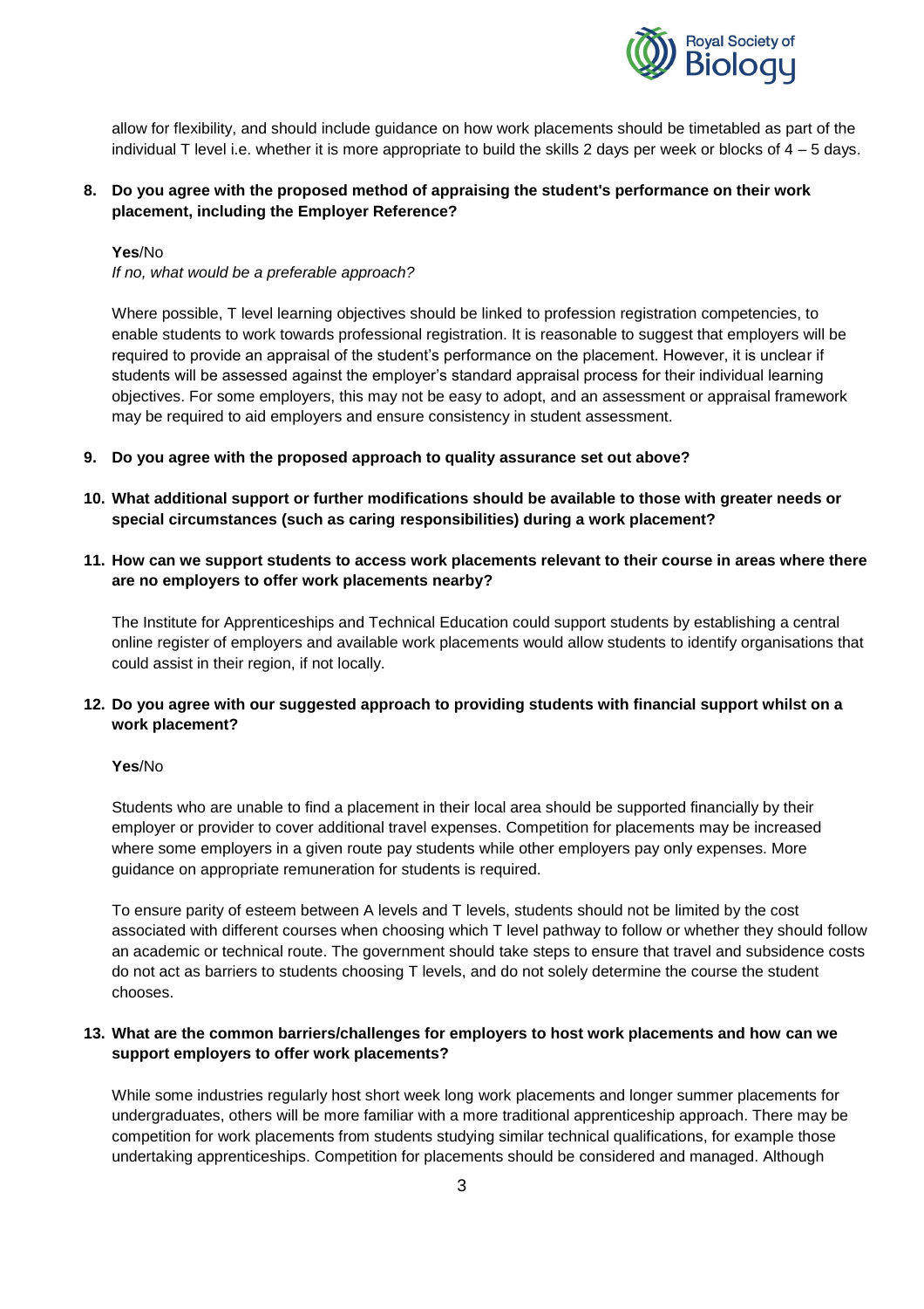allow for flexibility, and should include guidance on how work placements should be timetabled as part of the individual T level i.e. whether it is more appropriate to build the skills 2 days per week or blocks of 4 – 5 days.

**8. Do you agree with the proposed method of appraising the student's performance on their work placement, including the Employer Reference?**

**Yes**/No

*If no, what would be a preferable approach?*

Where possible, T level learning objectives should be linked to profession registration competencies, to enable students to work towards professional registration. It is reasonable to suggest that employers will be required to provide an appraisal of the student's performance on the placement. However, it is unclear if students will be assessed against the employer's standard appraisal process for their individual learning objectives. For some employers, this may not be easy to adopt, and an assessment or appraisal framework may be required to aid employers and ensure consistency in student assessment.

**9. Do you agree with the proposed approach to quality assurance set out above?**

**10. What additional support or further modifications should be available to those with greater needs or special circumstances (such as caring responsibilities) during a work placement?**

**11. How can we support students to access work placements relevant to their course in areas where there are no employers to offer work placements nearby?**

The Institute for Apprenticeships and Technical Education could support students by establishing a central online register of employers and available work placements would allow students to identify organisations that could assist in their region, if not locally.

**12. Do you agree with our suggested approach to providing students with financial support whilst on a work placement?**

**Yes**/No

Students who are unable to find a placement in their local area should be supported financially by their employer or provider to cover additional travel expenses. Competition for placements may be increased where some employers in a given route pay students while other employers pay only expenses. More guidance on appropriate remuneration for students is required.

To ensure parity of esteem between A levels and T levels, students should not be limited by the cost associated with different courses when choosing which T level pathway to follow or whether they should follow an academic or technical route. The government should take steps to ensure that travel and subsidence costs do not act as barriers to students choosing T levels, and do not solely determine the course the student chooses.

**13. What are the common barriers/challenges for employers to host work placements and how can we support employers to offer work placements?**

While some industries regularly host short week long work placements and longer summer placements for undergraduates, others will be more familiar with a more traditional apprenticeship approach. There may be competition for work placements from students studying similar technical qualifications, for example those undertaking apprenticeships. Competition for placements should be considered and managed. Although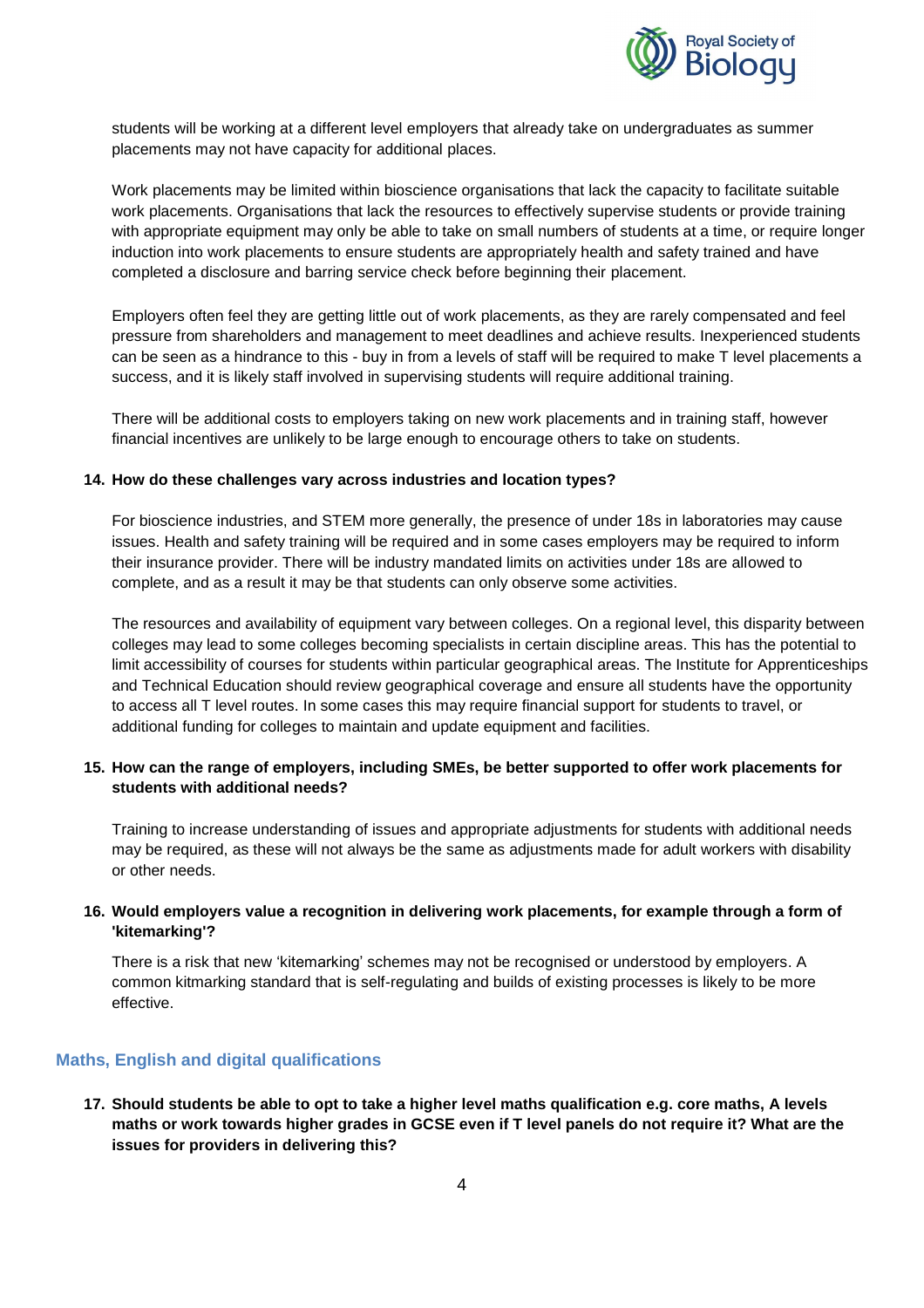students will be working at a different level employers that already take on undergraduates as summer placements may not have capacity for additional places.

Work placements may be limited within bioscience organisations that lack the capacity to facilitate suitable work placements. Organisations that lack the resources to effectively supervise students or provide training with appropriate equipment may only be able to take on small numbers of students at a time, or require longer induction into work placements to ensure students are appropriately health and safety trained and have completed a disclosure and barring service check before beginning their placement.

Employers often feel they are getting little out of work placements, as they are rarely compensated and feel pressure from shareholders and management to meet deadlines and achieve results. Inexperienced students can be seen as a hindrance to this - buy in from a levels of staff will be required to make T level placements a success, and it is likely staff involved in supervising students will require additional training.

There will be additional costs to employers taking on new work placements and in training staff, however financial incentives are unlikely to be large enough to encourage others to take on students.

**14. How do these challenges vary across industries and location types?**

For bioscience industries, and STEM more generally, the presence of under 18s in laboratories may cause issues. Health and safety training will be required and in some cases employers may be required to inform their insurance provider. There will be industry mandated limits on activities under 18s are allowed to complete, and as a result it may be that students can only observe some activities.

The resources and availability of equipment vary between colleges. On a regional level, this disparity between colleges may lead to some colleges becoming specialists in certain discipline areas. This has the potential to limit accessibility of courses for students within particular geographical areas. The Institute for Apprenticeships and Technical Education should review geographical coverage and ensure all students have the opportunity to access all T level routes. In some cases this may require financial support for students to travel, or additional funding for colleges to maintain and update equipment and facilities.

**15. How can the range of employers, including SMEs, be better supported to offer work placements for students with additional needs?**

Training to increase understanding of issues and appropriate adjustments for students with additional needs may be required, as these will not always be the same as adjustments made for adult workers with disability or other needs.

**16. Would employers value a recognition in delivering work placements, for example through a form of 'kitemarking'?**

There is a risk that new 'kitemarking' schemes may not be recognised or understood by employers. A common kitmarking standard that is self-regulating and builds of existing processes is likely to be more effective.

## Maths, English and digital qualifications

**17. Should students be able to opt to take a higher level maths qualification e.g. core maths, A levels maths or work towards higher grades in GCSE even if T level panels do not require it? What are the issues for providers in delivering this?**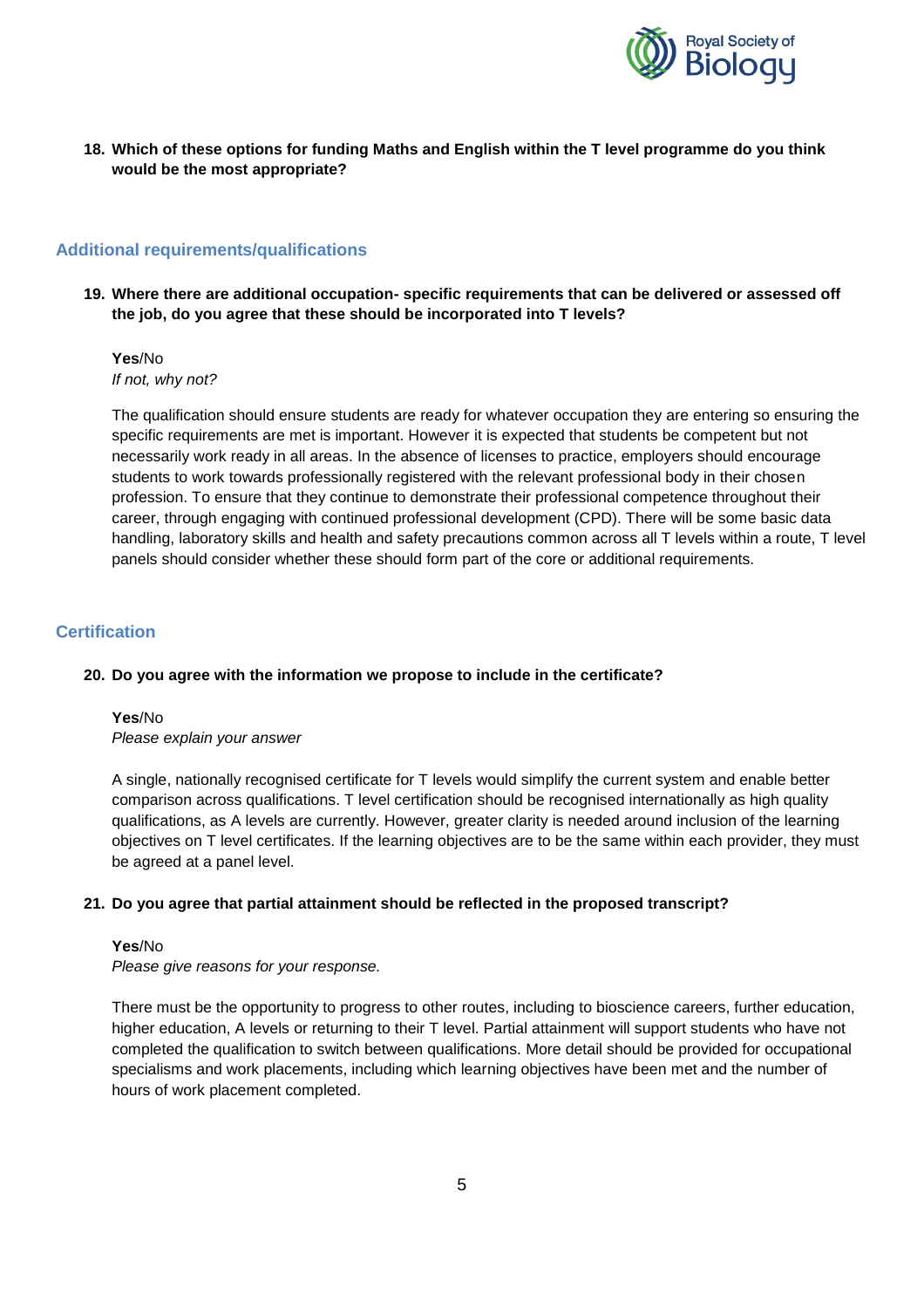**18. Which of these options for funding Maths and English within the T level programme do you think would be the most appropriate?**

## Additional requirements/qualifications

**19. Where there are additional occupation- specific requirements that can be delivered or assessed off the job, do you agree that these should be incorporated into T levels?**

**Yes**/No

*If not, why not?*

The qualification should ensure students are ready for whatever occupation they are entering so ensuring the specific requirements are met is important. However it is expected that students be competent but not necessarily work ready in all areas. In the absence of licenses to practice, employers should encourage students to work towards professionally registered with the relevant professional body in their chosen profession. To ensure that they continue to demonstrate their professional competence throughout their career, through engaging with continued professional development (CPD). There will be some basic data handling, laboratory skills and health and safety precautions common across all T levels within a route, T level panels should consider whether these should form part of the core or additional requirements.

## Certification

**20. Do you agree with the information we propose to include in the certificate?**

**Yes**/No

*Please explain your answer*

A single, nationally recognised certificate for T levels would simplify the current system and enable better comparison across qualifications. T level certification should be recognised internationally as high quality qualifications, as A levels are currently. However, greater clarity is needed around inclusion of the learning objectives on T level certificates. If the learning objectives are to be the same within each provider, they must be agreed at a panel level.

**21. Do you agree that partial attainment should be reflected in the proposed transcript?**

**Yes**/No

*Please give reasons for your response.*

There must be the opportunity to progress to other routes, including to bioscience careers, further education, higher education, A levels or returning to their T level. Partial attainment will support students who have not completed the qualification to switch between qualifications. More detail should be provided for occupational specialisms and work placements, including which learning objectives have been met and the number of hours of work placement completed.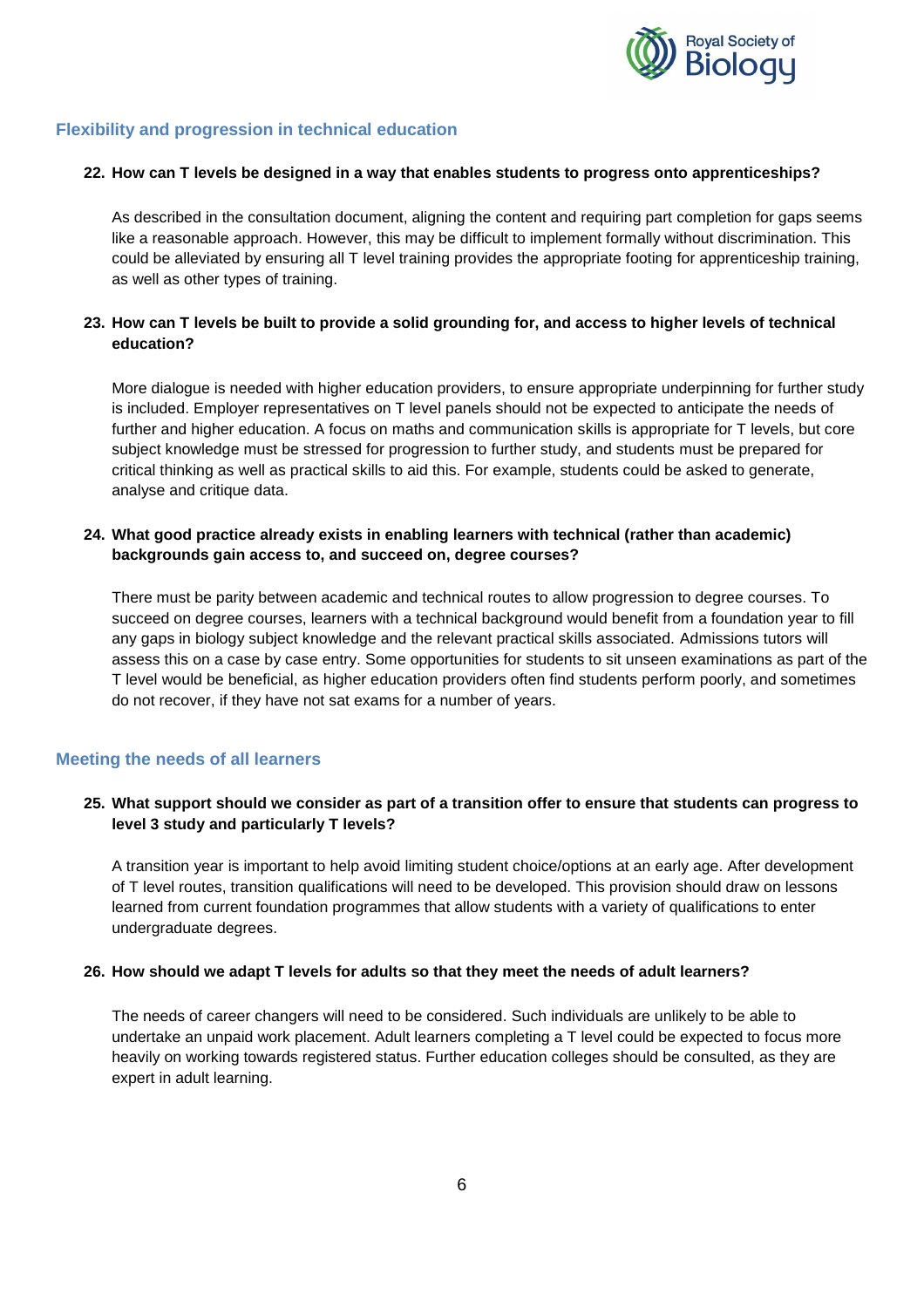## Flexibility and progression in technical education

**22. How can T levels be designed in a way that enables students to progress onto apprenticeships?**

As described in the consultation document, aligning the content and requiring part completion for gaps seems like a reasonable approach. However, this may be difficult to implement formally without discrimination. This could be alleviated by ensuring all T level training provides the appropriate footing for apprenticeship training, as well as other types of training.

**23. How can T levels be built to provide a solid grounding for, and access to higher levels of technical education?**

More dialogue is needed with higher education providers, to ensure appropriate underpinning for further study is included. Employer representatives on T level panels should not be expected to anticipate the needs of further and higher education. A focus on maths and communication skills is appropriate for T levels, but core subject knowledge must be stressed for progression to further study, and students must be prepared for critical thinking as well as practical skills to aid this. For example, students could be asked to generate, analyse and critique data.

**24. What good practice already exists in enabling learners with technical (rather than academic) backgrounds gain access to, and succeed on, degree courses?**

There must be parity between academic and technical routes to allow progression to degree courses. To succeed on degree courses, learners with a technical background would benefit from a foundation year to fill any gaps in biology subject knowledge and the relevant practical skills associated. Admissions tutors will assess this on a case by case entry. Some opportunities for students to sit unseen examinations as part of the T level would be beneficial, as higher education providers often find students perform poorly, and sometimes do not recover, if they have not sat exams for a number of years.

## Meeting the needs of all learners

**25. What support should we consider as part of a transition offer to ensure that students can progress to level 3 study and particularly T levels?**

A transition year is important to help avoid limiting student choice/options at an early age. After development of T level routes, transition qualifications will need to be developed. This provision should draw on lessons learned from current foundation programmes that allow students with a variety of qualifications to enter undergraduate degrees.

**26. How should we adapt T levels for adults so that they meet the needs of adult learners?**

The needs of career changers will need to be considered. Such individuals are unlikely to be able to undertake an unpaid work placement. Adult learners completing a T level could be expected to focus more heavily on working towards registered status. Further education colleges should be consulted, as they are expert in adult learning.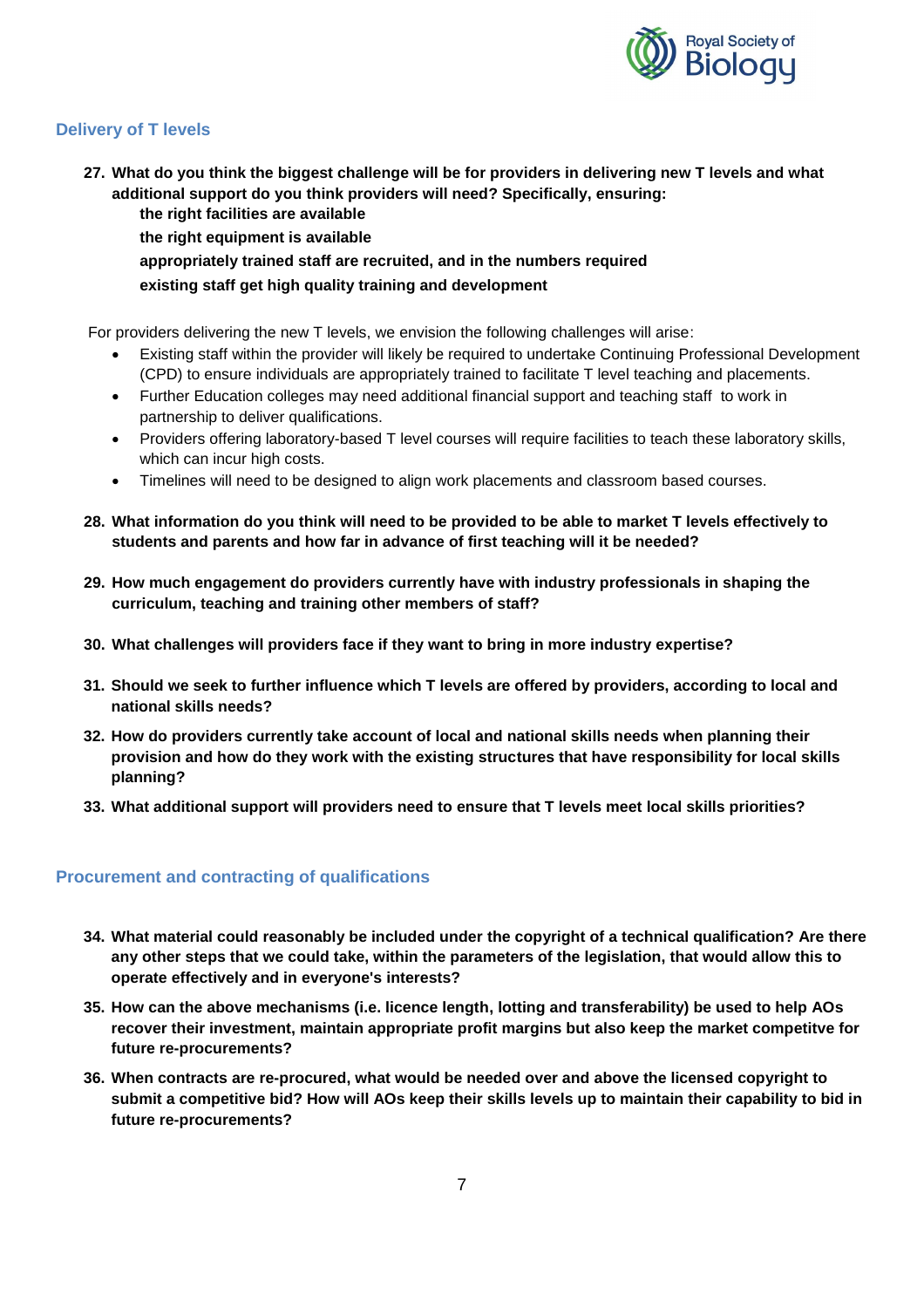## Delivery of T levels

**27. What do you think the biggest challenge will be for providers in delivering new T levels and what additional support do you think providers will need? Specifically, ensuring:**
   **the right facilities are available**
   **the right equipment is available**
   **appropriately trained staff are recruited, and in the numbers required**
   **existing staff get high quality training and development**

For providers delivering the new T levels, we envision the following challenges will arise:

- Existing staff within the provider will likely be required to undertake Continuing Professional Development (CPD) to ensure individuals are appropriately trained to facilitate T level teaching and placements.
- Further Education colleges may need additional financial support and teaching staff to work in partnership to deliver qualifications.
- Providers offering laboratory-based T level courses will require facilities to teach these laboratory skills, which can incur high costs.
- Timelines will need to be designed to align work placements and classroom based courses.

**28. What information do you think will need to be provided to be able to market T levels effectively to students and parents and how far in advance of first teaching will it be needed?**

**29. How much engagement do providers currently have with industry professionals in shaping the curriculum, teaching and training other members of staff?**

**30. What challenges will providers face if they want to bring in more industry expertise?**

**31. Should we seek to further influence which T levels are offered by providers, according to local and national skills needs?**

**32. How do providers currently take account of local and national skills needs when planning their provision and how do they work with the existing structures that have responsibility for local skills planning?**

**33. What additional support will providers need to ensure that T levels meet local skills priorities?**

## Procurement and contracting of qualifications

**34. What material could reasonably be included under the copyright of a technical qualification? Are there any other steps that we could take, within the parameters of the legislation, that would allow this to operate effectively and in everyone's interests?**

**35. How can the above mechanisms (i.e. licence length, lotting and transferability) be used to help AOs recover their investment, maintain appropriate profit margins but also keep the market competitve for future re-procurements?**

**36. When contracts are re-procured, what would be needed over and above the licensed copyright to submit a competitive bid? How will AOs keep their skills levels up to maintain their capability to bid in future re-procurements?**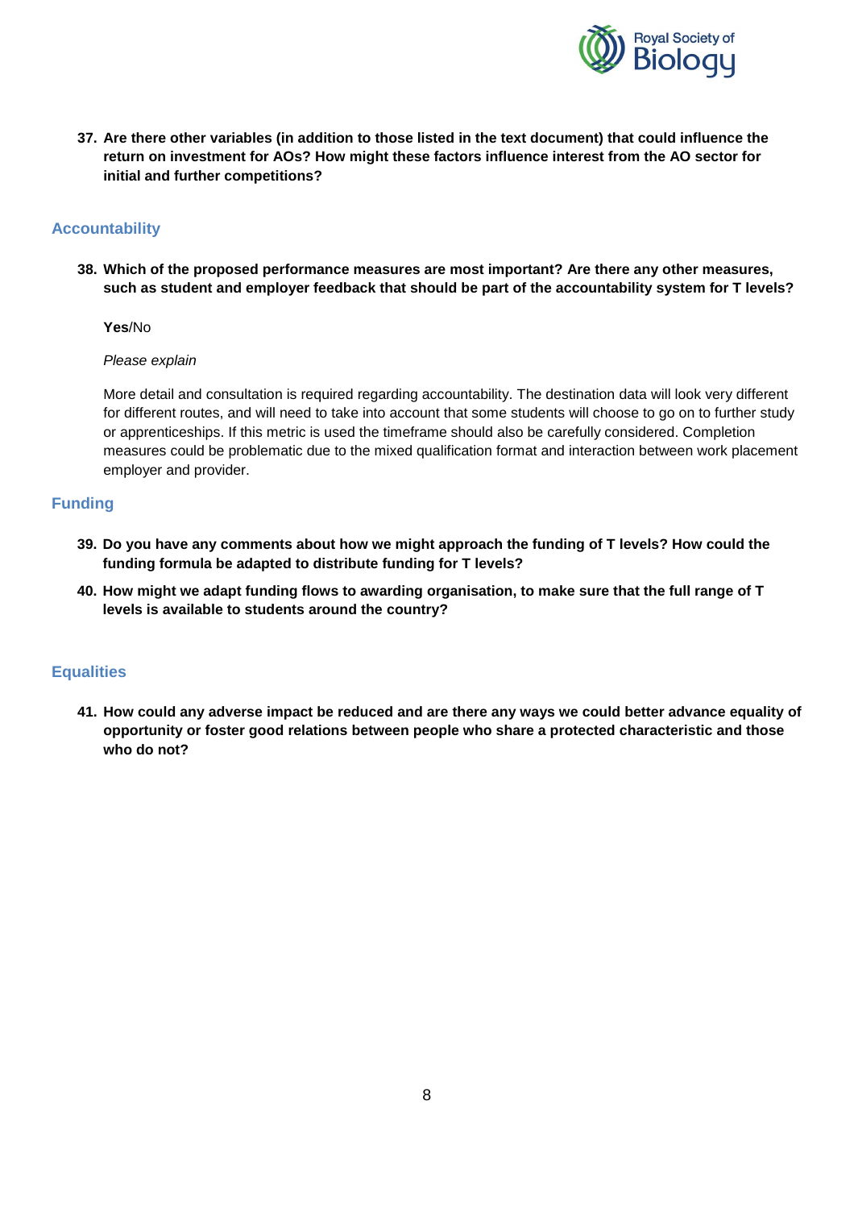**37. Are there other variables (in addition to those listed in the text document) that could influence the return on investment for AOs? How might these factors influence interest from the AO sector for initial and further competitions?**

## Accountability

**38. Which of the proposed performance measures are most important? Are there any other measures, such as student and employer feedback that should be part of the accountability system for T levels?**

**Yes**/No

*Please explain*

More detail and consultation is required regarding accountability. The destination data will look very different for different routes, and will need to take into account that some students will choose to go on to further study or apprenticeships. If this metric is used the timeframe should also be carefully considered. Completion measures could be problematic due to the mixed qualification format and interaction between work placement employer and provider.

## Funding

**39. Do you have any comments about how we might approach the funding of T levels? How could the funding formula be adapted to distribute funding for T levels?**

**40. How might we adapt funding flows to awarding organisation, to make sure that the full range of T levels is available to students around the country?**

## Equalities

**41. How could any adverse impact be reduced and are there any ways we could better advance equality of opportunity or foster good relations between people who share a protected characteristic and those who do not?**